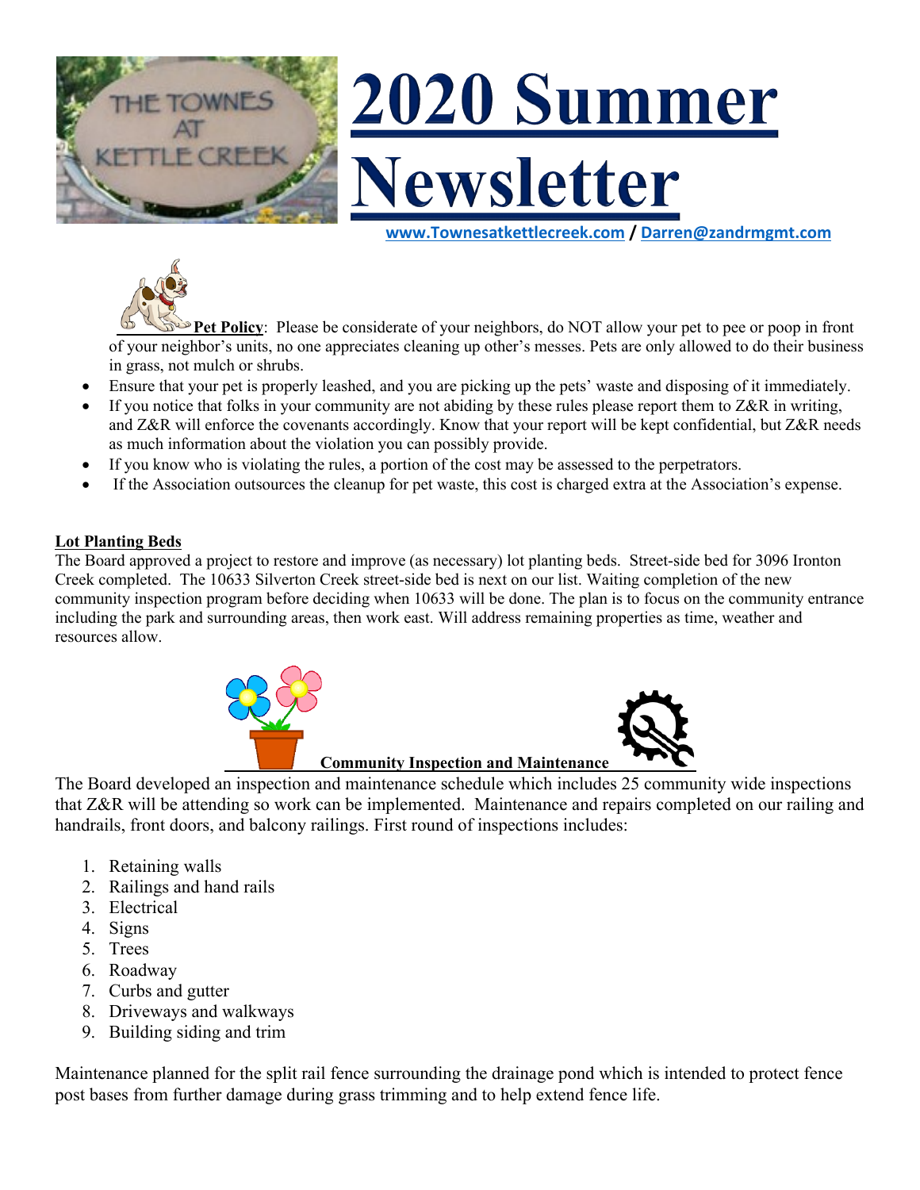# 2020 Summer Newsletter

**www.Townesatkettlecreek.com / Darren@zandrmgmt.com**

**Pet Policy**: Please be considerate of your neighbors, do NOT allow your pet to pee or poop in front of your neighbor's units, no one appreciates cleaning up other's messes. Pets are only allowed to do their business in grass, not mulch or shrubs.

- Ensure that your pet is properly leashed, and you are picking up the pets' waste and disposing of it immediately.
- If you notice that folks in your community are not abiding by these rules please report them to Z&R in writing, and Z&R will enforce the covenants accordingly. Know that your report will be kept confidential, but Z&R needs as much information about the violation you can possibly provide.
- If you know who is violating the rules, a portion of the cost may be assessed to the perpetrators.
- If the Association outsources the cleanup for pet waste, this cost is charged extra at the Association's expense.

## Lot Planting Beds

The Board approved a project to restore and improve (as necessary) lot planting beds. Street-side bed for 3096 Ironton Creek completed. The 10633 Silverton Creek street-side bed is next on our list. Waiting completion of the new community inspection program before deciding when 10633 will be done. The plan is to focus on the community entrance including the park and surrounding areas, then work east. Will address remaining properties as time, weather and resources allow.

## Community Inspection and Maintenance

The Board developed an inspection and maintenance schedule which includes 25 community wide inspections that Z&R will be attending so work can be implemented. Maintenance and repairs completed on our railing and handrails, front doors, and balcony railings. First round of inspections includes:

1. Retaining walls
2. Railings and hand rails
3. Electrical
4. Signs
5. Trees
6. Roadway
7. Curbs and gutter
8. Driveways and walkways
9. Building siding and trim

Maintenance planned for the split rail fence surrounding the drainage pond which is intended to protect fence post bases from further damage during grass trimming and to help extend fence life.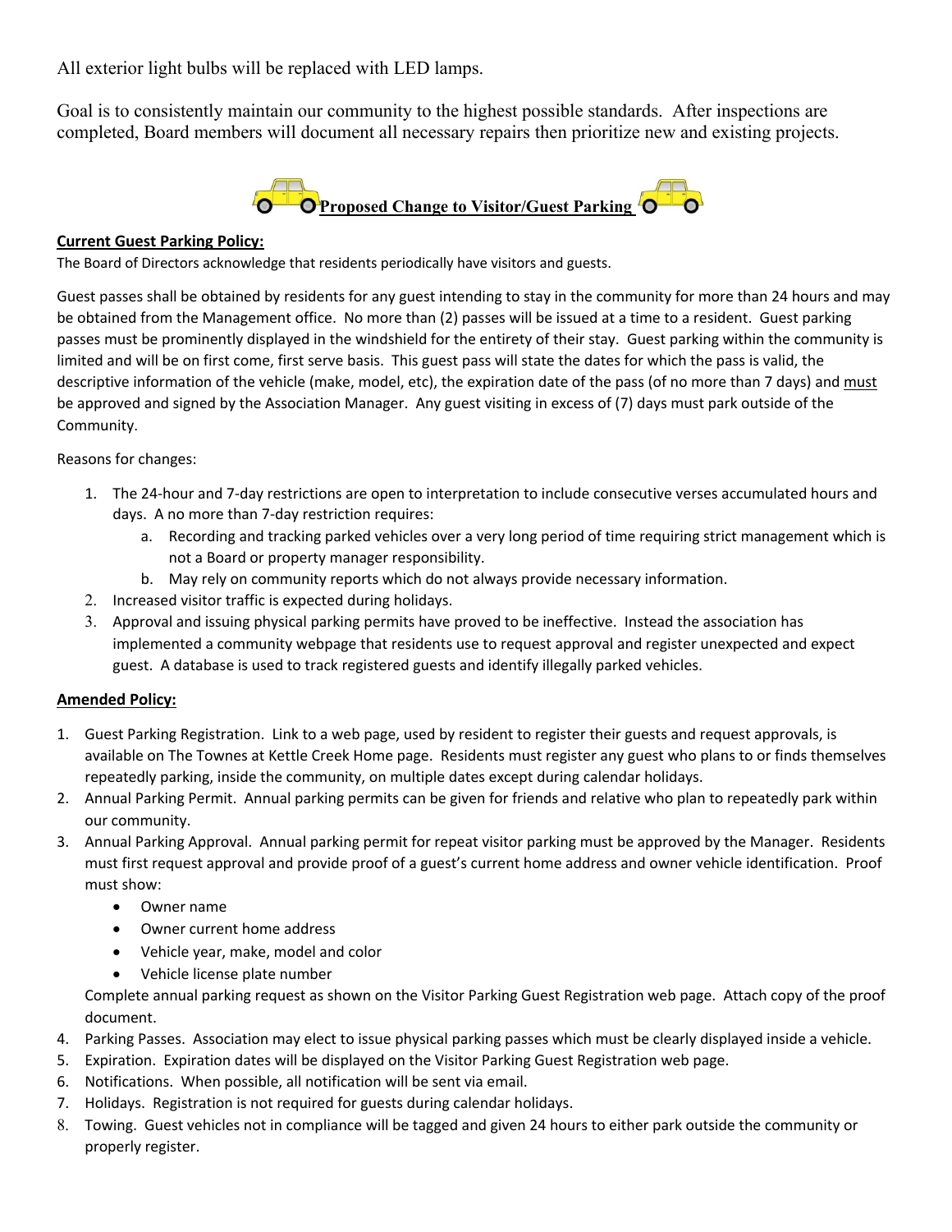All exterior light bulbs will be replaced with LED lamps.

Goal is to consistently maintain our community to the highest possible standards. After inspections are completed, Board members will document all necessary repairs then prioritize new and existing projects.

## Proposed Change to Visitor/Guest Parking

**Current Guest Parking Policy:**

The Board of Directors acknowledge that residents periodically have visitors and guests.

Guest passes shall be obtained by residents for any guest intending to stay in the community for more than 24 hours and may be obtained from the Management office. No more than (2) passes will be issued at a time to a resident. Guest parking passes must be prominently displayed in the windshield for the entirety of their stay. Guest parking within the community is limited and will be on first come, first serve basis. This guest pass will state the dates for which the pass is valid, the descriptive information of the vehicle (make, model, etc), the expiration date of the pass (of no more than 7 days) and must be approved and signed by the Association Manager. Any guest visiting in excess of (7) days must park outside of the Community.

Reasons for changes:

1. The 24-hour and 7-day restrictions are open to interpretation to include consecutive verses accumulated hours and days. A no more than 7-day restriction requires:
   a. Recording and tracking parked vehicles over a very long period of time requiring strict management which is not a Board or property manager responsibility.
   b. May rely on community reports which do not always provide necessary information.
2. Increased visitor traffic is expected during holidays.
3. Approval and issuing physical parking permits have proved to be ineffective. Instead the association has implemented a community webpage that residents use to request approval and register unexpected and expect guest. A database is used to track registered guests and identify illegally parked vehicles.

**Amended Policy:**

1. Guest Parking Registration. Link to a web page, used by resident to register their guests and request approvals, is available on The Townes at Kettle Creek Home page. Residents must register any guest who plans to or finds themselves repeatedly parking, inside the community, on multiple dates except during calendar holidays.
2. Annual Parking Permit. Annual parking permits can be given for friends and relative who plan to repeatedly park within our community.
3. Annual Parking Approval. Annual parking permit for repeat visitor parking must be approved by the Manager. Residents must first request approval and provide proof of a guest's current home address and owner vehicle identification. Proof must show:
   - Owner name
   - Owner current home address
   - Vehicle year, make, model and color
   - Vehicle license plate number

   Complete annual parking request as shown on the Visitor Parking Guest Registration web page. Attach copy of the proof document.
4. Parking Passes. Association may elect to issue physical parking passes which must be clearly displayed inside a vehicle.
5. Expiration. Expiration dates will be displayed on the Visitor Parking Guest Registration web page.
6. Notifications. When possible, all notification will be sent via email.
7. Holidays. Registration is not required for guests during calendar holidays.
8. Towing. Guest vehicles not in compliance will be tagged and given 24 hours to either park outside the community or properly register.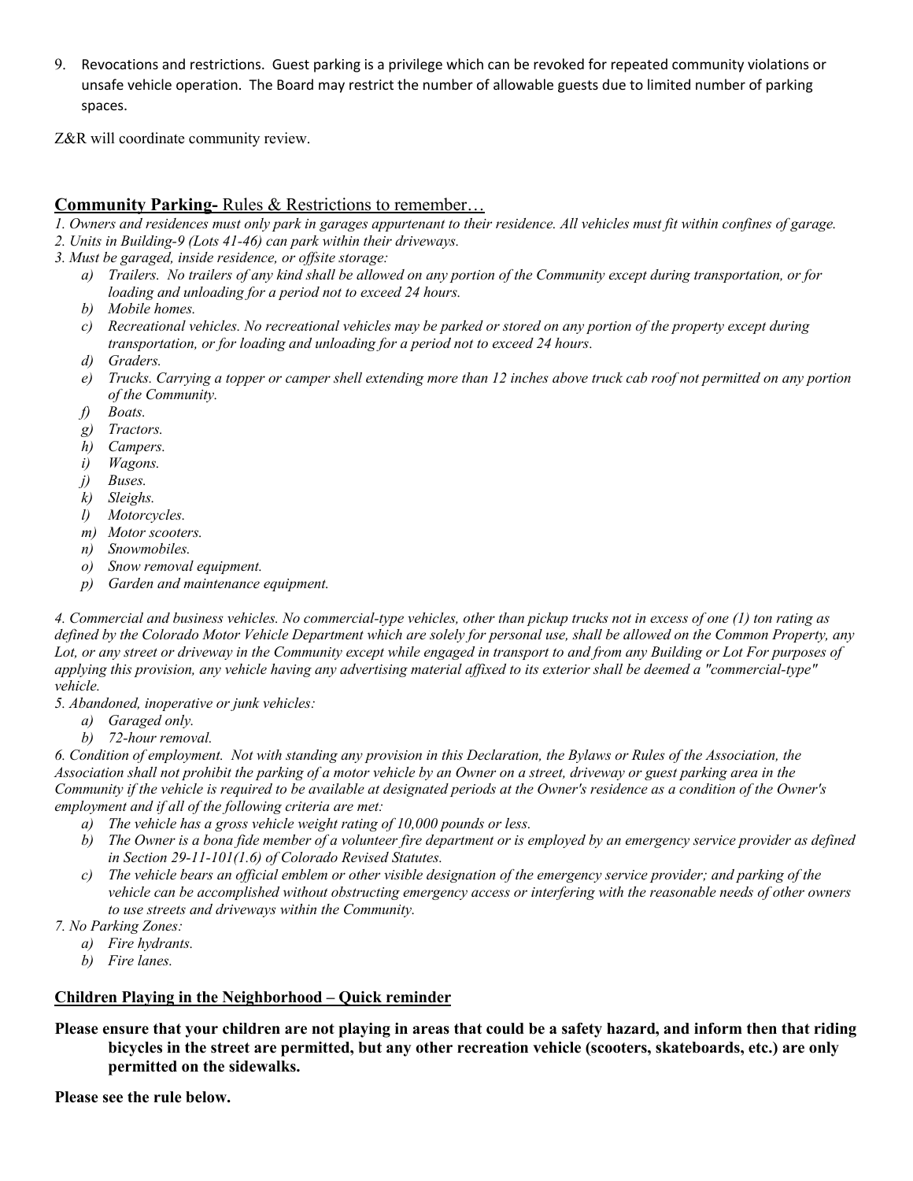9. Revocations and restrictions. Guest parking is a privilege which can be revoked for repeated community violations or unsafe vehicle operation. The Board may restrict the number of allowable guests due to limited number of parking spaces.

Z&R will coordinate community review.

## **Community Parking-** Rules & Restrictions to remember…

*1. Owners and residences must only park in garages appurtenant to their residence. All vehicles must fit within confines of garage.*

*2. Units in Building-9 (Lots 41-46) can park within their driveways.*

*3. Must be garaged, inside residence, or offsite storage:*

- *a) Trailers. No trailers of any kind shall be allowed on any portion of the Community except during transportation, or for loading and unloading for a period not to exceed 24 hours.*
- *b) Mobile homes.*
- *c) Recreational vehicles. No recreational vehicles may be parked or stored on any portion of the property except during transportation, or for loading and unloading for a period not to exceed 24 hours.*
- *d) Graders.*
- *e) Trucks. Carrying a topper or camper shell extending more than 12 inches above truck cab roof not permitted on any portion of the Community.*
- *f) Boats.*
- *g) Tractors.*
- *h) Campers.*
- *i) Wagons.*
- *j) Buses.*
- *k) Sleighs.*
- *l) Motorcycles.*
- *m) Motor scooters.*
- *n) Snowmobiles.*
- *o) Snow removal equipment.*
- *p) Garden and maintenance equipment.*

*4. Commercial and business vehicles. No commercial-type vehicles, other than pickup trucks not in excess of one (1) ton rating as defined by the Colorado Motor Vehicle Department which are solely for personal use, shall be allowed on the Common Property, any Lot, or any street or driveway in the Community except while engaged in transport to and from any Building or Lot For purposes of applying this provision, any vehicle having any advertising material affixed to its exterior shall be deemed a "commercial-type" vehicle.*

*5. Abandoned, inoperative or junk vehicles:*

- *a) Garaged only.*
- *b) 72-hour removal.*

*6. Condition of employment. Not with standing any provision in this Declaration, the Bylaws or Rules of the Association, the Association shall not prohibit the parking of a motor vehicle by an Owner on a street, driveway or guest parking area in the Community if the vehicle is required to be available at designated periods at the Owner's residence as a condition of the Owner's employment and if all of the following criteria are met:*

- *a) The vehicle has a gross vehicle weight rating of 10,000 pounds or less.*
- *b) The Owner is a bona fide member of a volunteer fire department or is employed by an emergency service provider as defined in Section 29-11-101(1.6) of Colorado Revised Statutes.*
- *c) The vehicle bears an official emblem or other visible designation of the emergency service provider; and parking of the vehicle can be accomplished without obstructing emergency access or interfering with the reasonable needs of other owners to use streets and driveways within the Community.*

*7. No Parking Zones:*

- *a) Fire hydrants.*
- *b) Fire lanes.*

## **Children Playing in the Neighborhood – Quick reminder**

**Please ensure that your children are not playing in areas that could be a safety hazard, and inform then that riding bicycles in the street are permitted, but any other recreation vehicle (scooters, skateboards, etc.) are only permitted on the sidewalks.**

**Please see the rule below.**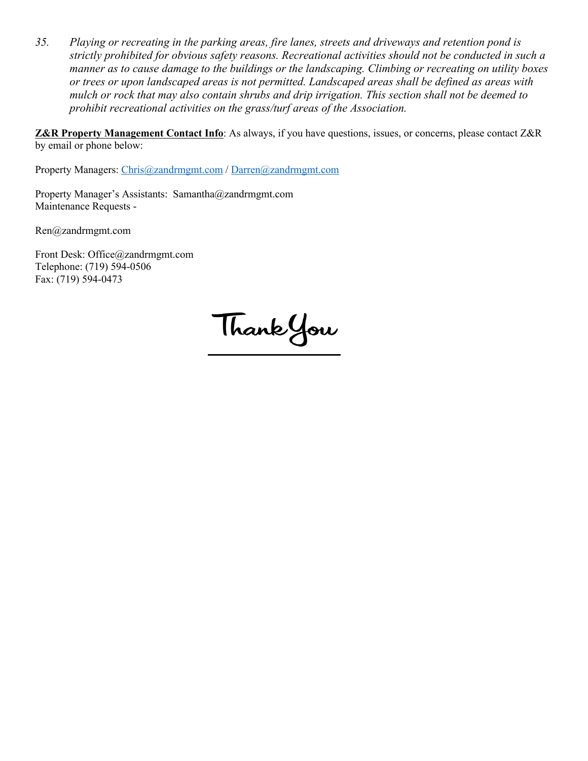*35. Playing or recreating in the parking areas, fire lanes, streets and driveways and retention pond is strictly prohibited for obvious safety reasons. Recreational activities should not be conducted in such a manner as to cause damage to the buildings or the landscaping. Climbing or recreating on utility boxes or trees or upon landscaped areas is not permitted. Landscaped areas shall be defined as areas with mulch or rock that may also contain shrubs and drip irrigation. This section shall not be deemed to prohibit recreational activities on the grass/turf areas of the Association.*

**Z&R Property Management Contact Info**: As always, if you have questions, issues, or concerns, please contact Z&R by email or phone below:

Property Managers: Chris@zandrmgmt.com / Darren@zandrmgmt.com

Property Manager's Assistants: Samantha@zandrmgmt.com
Maintenance Requests -

Ren@zandrmgmt.com

Front Desk: Office@zandrmgmt.com
Telephone: (719) 594-0506
Fax: (719) 594-0473

Thank You